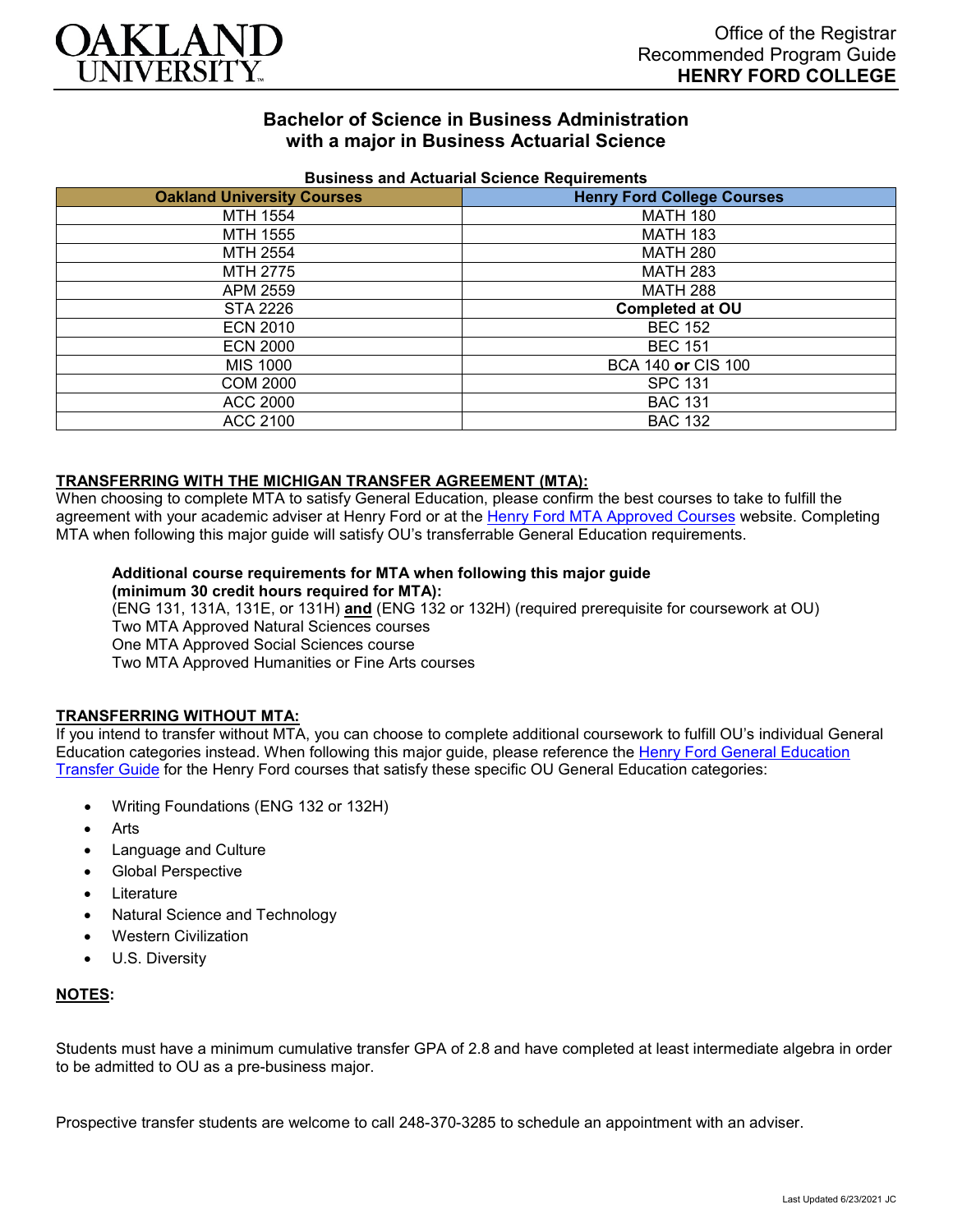Office of the Registrar
Recommended Program Guide
**HENRY FORD COLLEGE**

# Bachelor of Science in Business Administration with a major in Business Actuarial Science

**Business and Actuarial Science Requirements**

| Oakland University Courses | Henry Ford College Courses |
|---|---|
| MTH 1554 | MATH 180 |
| MTH 1555 | MATH 183 |
| MTH 2554 | MATH 280 |
| MTH 2775 | MATH 283 |
| APM 2559 | MATH 288 |
| STA 2226 | **Completed at OU** |
| ECN 2010 | BEC 152 |
| ECN 2000 | BEC 151 |
| MIS 1000 | BCA 140 **or** CIS 100 |
| COM 2000 | SPC 131 |
| ACC 2000 | BAC 131 |
| ACC 2100 | BAC 132 |

## TRANSFERRING WITH THE MICHIGAN TRANSFER AGREEMENT (MTA):

When choosing to complete MTA to satisfy General Education, please confirm the best courses to take to fulfill the agreement with your academic adviser at Henry Ford or at the Henry Ford MTA Approved Courses website. Completing MTA when following this major guide will satisfy OU's transferrable General Education requirements.

**Additional course requirements for MTA when following this major guide (minimum 30 credit hours required for MTA):**
(ENG 131, 131A, 131E, or 131H) **and** (ENG 132 or 132H) (required prerequisite for coursework at OU)
Two MTA Approved Natural Sciences courses
One MTA Approved Social Sciences course
Two MTA Approved Humanities or Fine Arts courses

## TRANSFERRING WITHOUT MTA:

If you intend to transfer without MTA, you can choose to complete additional coursework to fulfill OU's individual General Education categories instead. When following this major guide, please reference the Henry Ford General Education Transfer Guide for the Henry Ford courses that satisfy these specific OU General Education categories:

- Writing Foundations (ENG 132 or 132H)
- Arts
- Language and Culture
- Global Perspective
- Literature
- Natural Science and Technology
- Western Civilization
- U.S. Diversity

## NOTES:

Students must have a minimum cumulative transfer GPA of 2.8 and have completed at least intermediate algebra in order to be admitted to OU as a pre-business major.

Prospective transfer students are welcome to call 248-370-3285 to schedule an appointment with an adviser.

Last Updated 6/23/2021 JC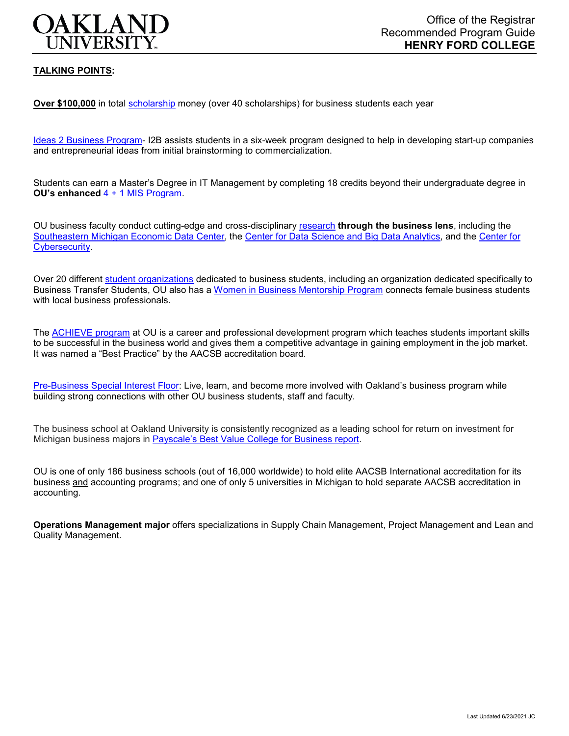**TALKING POINTS:**

**Over $100,000** in total scholarship money (over 40 scholarships) for business students each year

Ideas 2 Business Program- I2B assists students in a six-week program designed to help in developing start-up companies and entrepreneurial ideas from initial brainstorming to commercialization.

Students can earn a Master's Degree in IT Management by completing 18 credits beyond their undergraduate degree in **OU's enhanced** 4 + 1 MIS Program.

OU business faculty conduct cutting-edge and cross-disciplinary research **through the business lens**, including the Southeastern Michigan Economic Data Center, the Center for Data Science and Big Data Analytics, and the Center for Cybersecurity.

Over 20 different student organizations dedicated to business students, including an organization dedicated specifically to Business Transfer Students, OU also has a Women in Business Mentorship Program connects female business students with local business professionals.

The ACHIEVE program at OU is a career and professional development program which teaches students important skills to be successful in the business world and gives them a competitive advantage in gaining employment in the job market. It was named a "Best Practice" by the AACSB accreditation board.

Pre-Business Special Interest Floor: Live, learn, and become more involved with Oakland's business program while building strong connections with other OU business students, staff and faculty.

The business school at Oakland University is consistently recognized as a leading school for return on investment for Michigan business majors in Payscale's Best Value College for Business report.

OU is one of only 186 business schools (out of 16,000 worldwide) to hold elite AACSB International accreditation for its business and accounting programs; and one of only 5 universities in Michigan to hold separate AACSB accreditation in accounting.

**Operations Management major** offers specializations in Supply Chain Management, Project Management and Lean and Quality Management.